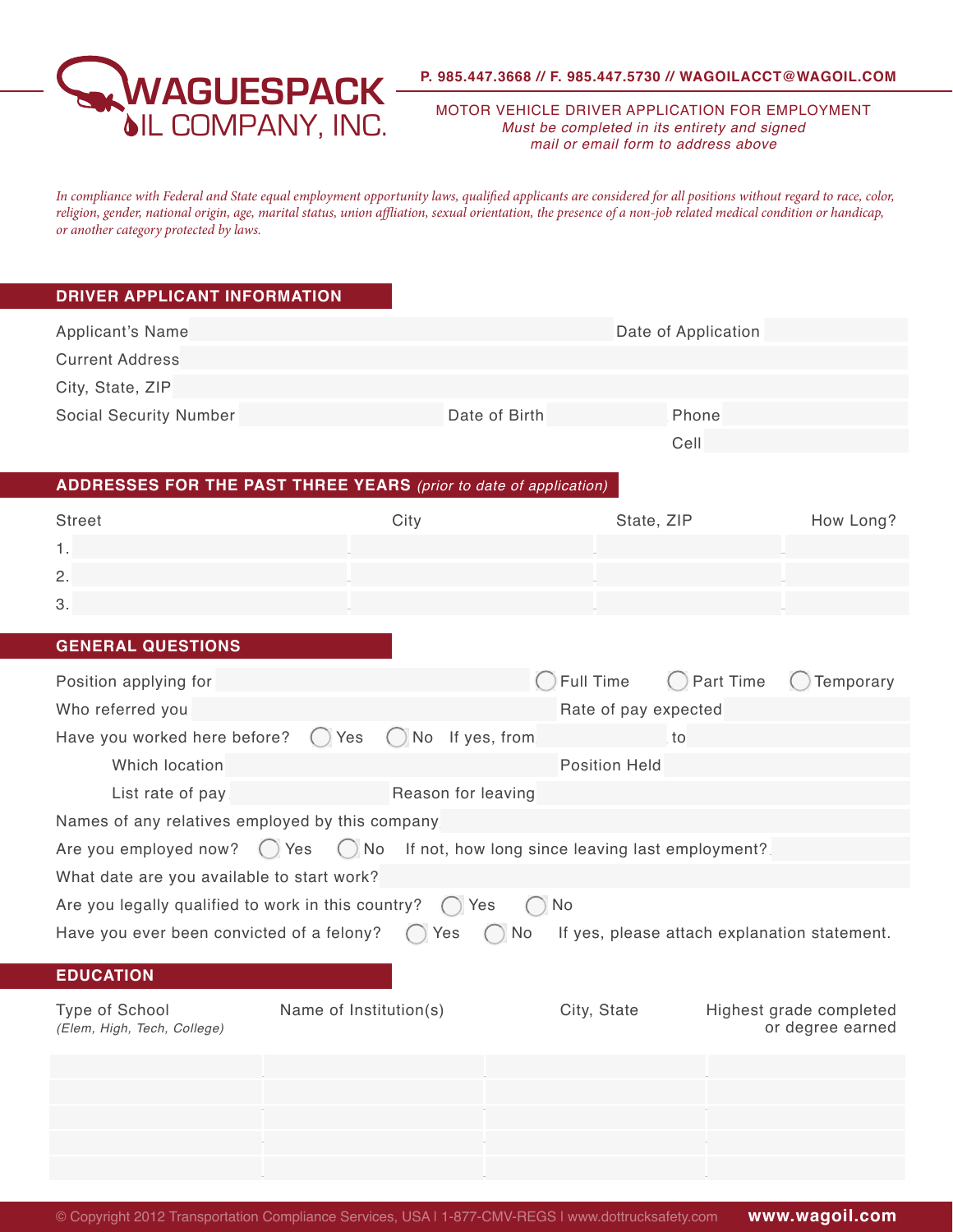# WAGUESPACK OIL COMPANY, INC.

**P. 985.447.3668 // F. 985.447.5730 // WAGOILACCT@WAGOIL.COM**

MOTOR VEHICLE DRIVER APPLICATION FOR EMPLOYMENT
*Must be completed in its entirety and signed mail or email form to address above*

*In compliance with Federal and State equal employment opportunity laws, qualified applicants are considered for all positions without regard to race, color, religion, gender, national origin, age, marital status, union affliation, sexual orientation, the presence of a non-job related medical condition or handicap, or another category protected by laws.*

## DRIVER APPLICANT INFORMATION

Applicant's Name ______________________ Date of Application ______________

Current Address ______________________

City, State, ZIP ______________________

Social Security Number ______________ Date of Birth ______________ Phone ______________

Cell ______________

## ADDRESSES FOR THE PAST THREE YEARS *(prior to date of application)*

| | Street | City | State, ZIP | How Long? |
|---|---|---|---|---|
| 1. | | | | |
| 2. | | | | |
| 3. | | | | |

## GENERAL QUESTIONS

Position applying for ______________ ◯ Full Time ◯ Part Time ◯ Temporary

Who referred you ______________ Rate of pay expected ______________

Have you worked here before? ◯ Yes ◯ No If yes, from ______________ to ______________

Which location ______________ Position Held ______________

List rate of pay ______________ Reason for leaving ______________

Names of any relatives employed by this company ______________

Are you employed now? ◯ Yes ◯ No If not, how long since leaving last employment? ______________

What date are you available to start work? ______________

Are you legally qualified to work in this country? ◯ Yes ◯ No

Have you ever been convicted of a felony? ◯ Yes ◯ No If yes, please attach explanation statement.

## EDUCATION

| Type of School *(Elem, High, Tech, College)* | Name of Institution(s) | City, State | Highest grade completed or degree earned |
|---|---|---|---|
| | | | |
| | | | |
| | | | |
| | | | |
| | | | |

© Copyright 2012 Transportation Compliance Services, USA I 1-877-CMV-REGS I www.dottrucksafety.com **www.wagoil.com**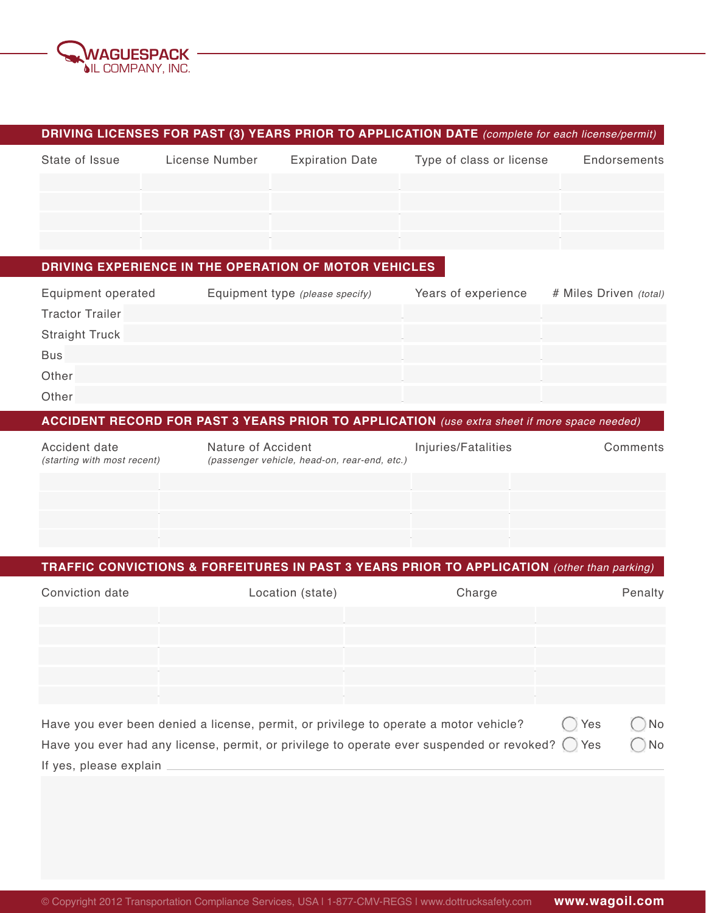WAGUESPACK OIL COMPANY, INC.

## DRIVING LICENSES FOR PAST (3) YEARS PRIOR TO APPLICATION DATE *(complete for each license/permit)*

| State of Issue | License Number | Expiration Date | Type of class or license | Endorsements |
|---|---|---|---|---|
| | | | | |
| | | | | |
| | | | | |
| | | | | |

## DRIVING EXPERIENCE IN THE OPERATION OF MOTOR VEHICLES

| Equipment operated | Equipment type *(please specify)* | Years of experience | # Miles Driven *(total)* |
|---|---|---|---|
| Tractor Trailer | | | |
| Straight Truck | | | |
| Bus | | | |
| Other | | | |
| Other | | | |

## ACCIDENT RECORD FOR PAST 3 YEARS PRIOR TO APPLICATION *(use extra sheet if more space needed)*

| Accident date *(starting with most recent)* | Nature of Accident *(passenger vehicle, head-on, rear-end, etc.)* | Injuries/Fatalities | Comments |
|---|---|---|---|
| | | | |
| | | | |
| | | | |
| | | | |

## TRAFFIC CONVICTIONS & FORFEITURES IN PAST 3 YEARS PRIOR TO APPLICATION *(other than parking)*

| Conviction date | Location (state) | Charge | Penalty |
|---|---|---|---|
| | | | |
| | | | |
| | | | |
| | | | |
| | | | |

Have you ever been denied a license, permit, or privilege to operate a motor vehicle? ◯ Yes ◯ No

Have you ever had any license, permit, or privilege to operate ever suspended or revoked? ◯ Yes ◯ No

If yes, please explain ______________________________

© Copyright 2012 Transportation Compliance Services, USA | 1-877-CMV-REGS | www.dottrucksafety.com **www.wagoil.com**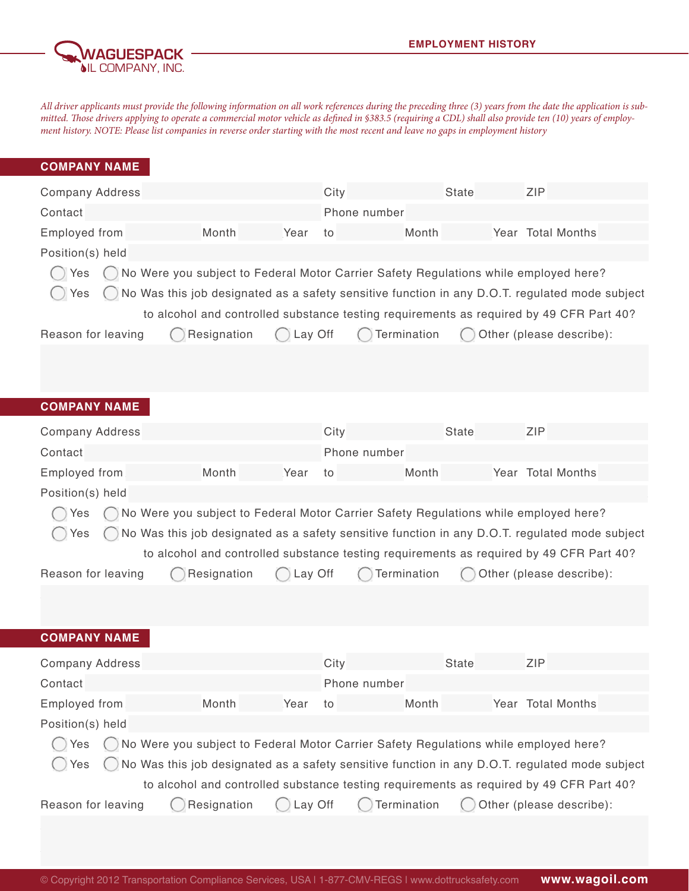**WAGUESPACK OIL COMPANY, INC.**

## EMPLOYMENT HISTORY

*All driver applicants must provide the following information on all work references during the preceding three (3) years from the date the application is submitted. Those drivers applying to operate a commercial motor vehicle as defined in §383.5 (requiring a CDL) shall also provide ten (10) years of employment history. NOTE: Please list companies in reverse order starting with the most recent and leave no gaps in employment history*

### COMPANY NAME

Company Address  City  State  ZIP

Contact  Phone number

Employed from  Month  Year  to  Month  Year  Total Months

Position(s) held

◯ Yes ◯ No Were you subject to Federal Motor Carrier Safety Regulations while employed here?

◯ Yes ◯ No Was this job designated as a safety sensitive function in any D.O.T. regulated mode subject to alcohol and controlled substance testing requirements as required by 49 CFR Part 40?

Reason for leaving ◯ Resignation ◯ Lay Off ◯ Termination ◯ Other (please describe):

### COMPANY NAME

Company Address  City  State  ZIP

Contact  Phone number

Employed from  Month  Year  to  Month  Year  Total Months

Position(s) held

◯ Yes ◯ No Were you subject to Federal Motor Carrier Safety Regulations while employed here?

◯ Yes ◯ No Was this job designated as a safety sensitive function in any D.O.T. regulated mode subject to alcohol and controlled substance testing requirements as required by 49 CFR Part 40?

Reason for leaving ◯ Resignation ◯ Lay Off ◯ Termination ◯ Other (please describe):

### COMPANY NAME

Company Address  City  State  ZIP

Contact  Phone number

Employed from  Month  Year  to  Month  Year  Total Months

Position(s) held

◯ Yes ◯ No Were you subject to Federal Motor Carrier Safety Regulations while employed here?

◯ Yes ◯ No Was this job designated as a safety sensitive function in any D.O.T. regulated mode subject to alcohol and controlled substance testing requirements as required by 49 CFR Part 40?

Reason for leaving ◯ Resignation ◯ Lay Off ◯ Termination ◯ Other (please describe):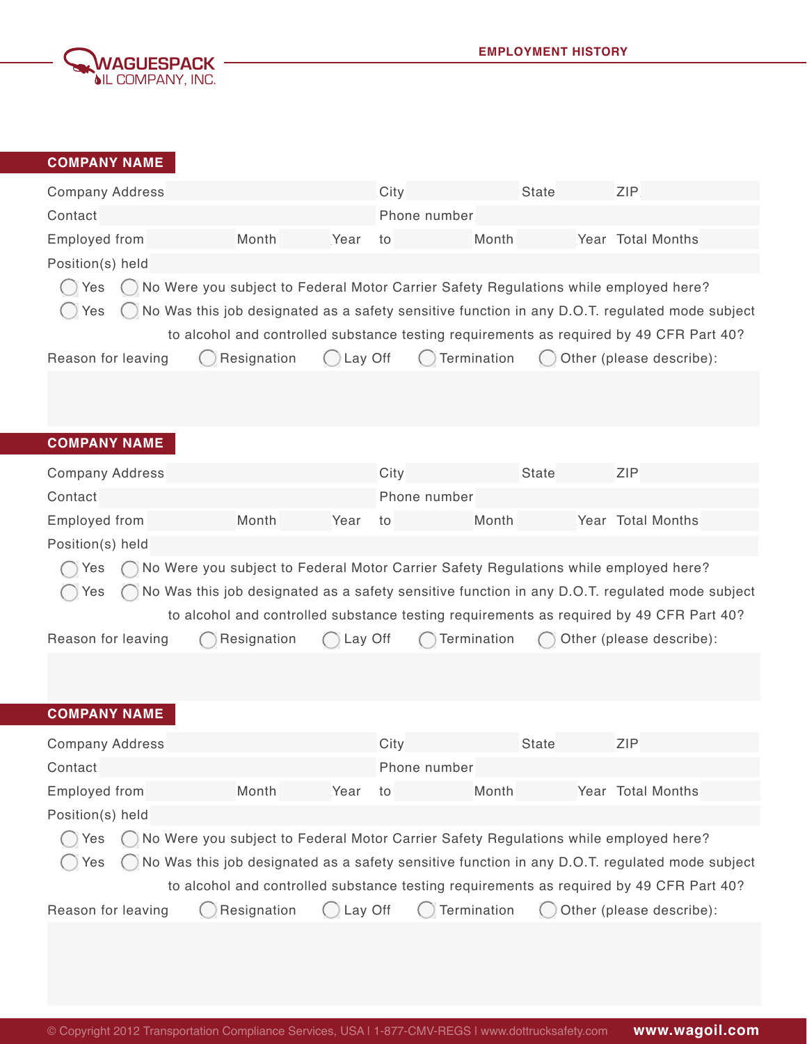WAGUESPACK OIL COMPANY, INC.

## EMPLOYMENT HISTORY

### COMPANY NAME

Company Address ____ City ____ State ____ ZIP ____

Contact ____ Phone number ____

Employed from ____ Month ____ Year to ____ Month ____ Year Total Months ____

Position(s) held ____

◯ Yes ◯ No Were you subject to Federal Motor Carrier Safety Regulations while employed here?

◯ Yes ◯ No Was this job designated as a safety sensitive function in any D.O.T. regulated mode subject to alcohol and controlled substance testing requirements as required by 49 CFR Part 40?

Reason for leaving ◯ Resignation ◯ Lay Off ◯ Termination ◯ Other (please describe):

### COMPANY NAME

Company Address ____ City ____ State ____ ZIP ____

Contact ____ Phone number ____

Employed from ____ Month ____ Year to ____ Month ____ Year Total Months ____

Position(s) held ____

◯ Yes ◯ No Were you subject to Federal Motor Carrier Safety Regulations while employed here?

◯ Yes ◯ No Was this job designated as a safety sensitive function in any D.O.T. regulated mode subject to alcohol and controlled substance testing requirements as required by 49 CFR Part 40?

Reason for leaving ◯ Resignation ◯ Lay Off ◯ Termination ◯ Other (please describe):

### COMPANY NAME

Company Address ____ City ____ State ____ ZIP ____

Contact ____ Phone number ____

Employed from ____ Month ____ Year to ____ Month ____ Year Total Months ____

Position(s) held ____

◯ Yes ◯ No Were you subject to Federal Motor Carrier Safety Regulations while employed here?

◯ Yes ◯ No Was this job designated as a safety sensitive function in any D.O.T. regulated mode subject to alcohol and controlled substance testing requirements as required by 49 CFR Part 40?

Reason for leaving ◯ Resignation ◯ Lay Off ◯ Termination ◯ Other (please describe):

© Copyright 2012 Transportation Compliance Services, USA | 1-877-CMV-REGS | www.dottrucksafety.com **www.wagoil.com**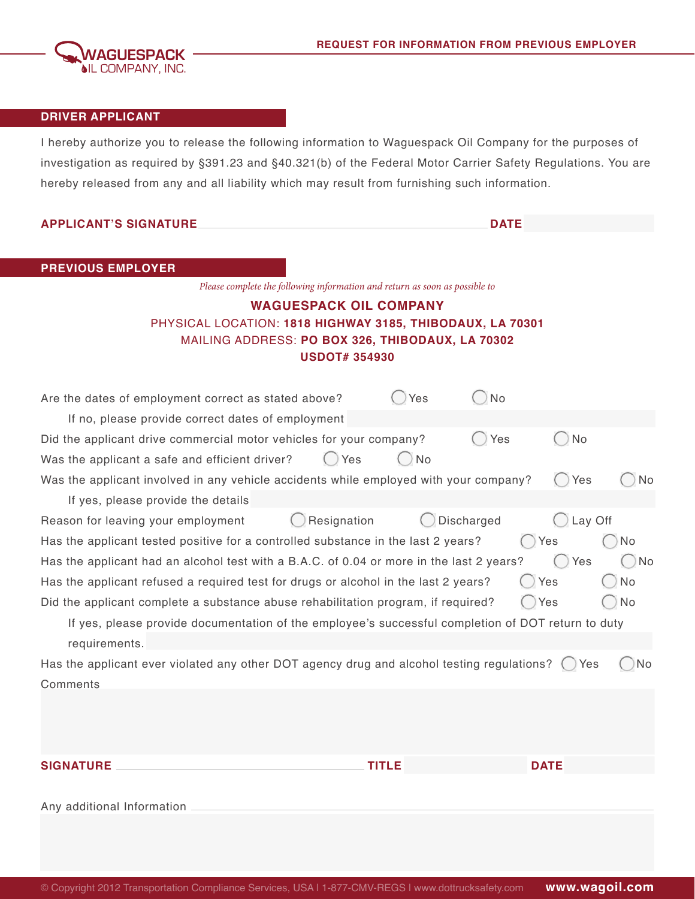WAGUESPACK OIL COMPANY, INC.

**REQUEST FOR INFORMATION FROM PREVIOUS EMPLOYER**

## DRIVER APPLICANT

I hereby authorize you to release the following information to Waguespack Oil Company for the purposes of investigation as required by §391.23 and §40.321(b) of the Federal Motor Carrier Safety Regulations. You are hereby released from any and all liability which may result from furnishing such information.

**APPLICANT'S SIGNATURE** ______________________________ **DATE** ____________

## PREVIOUS EMPLOYER

*Please complete the following information and return as soon as possible to*

**WAGUESPACK OIL COMPANY**
PHYSICAL LOCATION: **1818 HIGHWAY 3185, THIBODAUX, LA 70301**
MAILING ADDRESS: **PO BOX 326, THIBODAUX, LA 70302**
**USDOT# 354930**

Are the dates of employment correct as stated above? ◯ Yes ◯ No

If no, please provide correct dates of employment ____________

Did the applicant drive commercial motor vehicles for your company? ◯ Yes ◯ No

Was the applicant a safe and efficient driver? ◯ Yes ◯ No

Was the applicant involved in any vehicle accidents while employed with your company? ◯ Yes ◯ No

If yes, please provide the details ____________

Reason for leaving your employment ◯ Resignation ◯ Discharged ◯ Lay Off

Has the applicant tested positive for a controlled substance in the last 2 years? ◯ Yes ◯ No

Has the applicant had an alcohol test with a B.A.C. of 0.04 or more in the last 2 years? ◯ Yes ◯ No

Has the applicant refused a required test for drugs or alcohol in the last 2 years? ◯ Yes ◯ No

Did the applicant complete a substance abuse rehabilitation program, if required? ◯ Yes ◯ No

If yes, please provide documentation of the employee's successful completion of DOT return to duty requirements. ____________

Has the applicant ever violated any other DOT agency drug and alcohol testing regulations? ◯ Yes ◯ No

Comments

**SIGNATURE** ______________________________ **TITLE** ____________ **DATE** ____________

Any additional Information ______________________________

© Copyright 2012 Transportation Compliance Services, USA | 1-877-CMV-REGS | www.dottrucksafety.com **www.wagoil.com**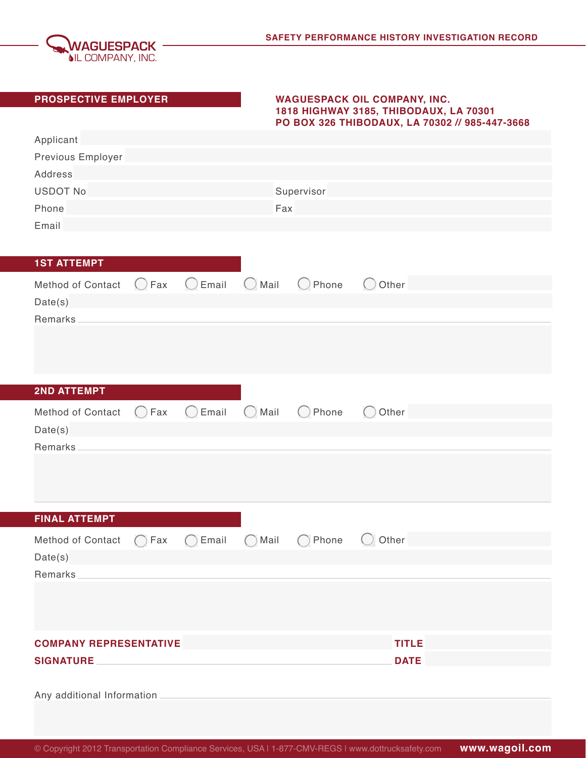WAGUESPACK OIL COMPANY, INC.

# SAFETY PERFORMANCE HISTORY INVESTIGATION RECORD

## PROSPECTIVE EMPLOYER

**WAGUESPACK OIL COMPANY, INC.**
**1818 HIGHWAY 3185, THIBODAUX, LA 70301**
**PO BOX 326 THIBODAUX, LA 70302 // 985-447-3668**

Applicant

Previous Employer

Address

USDOT No  Supervisor

Phone  Fax

Email

## 1ST ATTEMPT

Method of Contact ◯ Fax ◯ Email ◯ Mail ◯ Phone ◯ Other

Date(s)

Remarks

## 2ND ATTEMPT

Method of Contact ◯ Fax ◯ Email ◯ Mail ◯ Phone ◯ Other

Date(s)

Remarks

## FINAL ATTEMPT

Method of Contact ◯ Fax ◯ Email ◯ Mail ◯ Phone ◯ Other

Date(s)

Remarks

**COMPANY REPRESENTATIVE**  **TITLE**

**SIGNATURE**  **DATE**

Any additional Information

© Copyright 2012 Transportation Compliance Services, USA | 1-877-CMV-REGS | www.dottrucksafety.com **www.wagoil.com**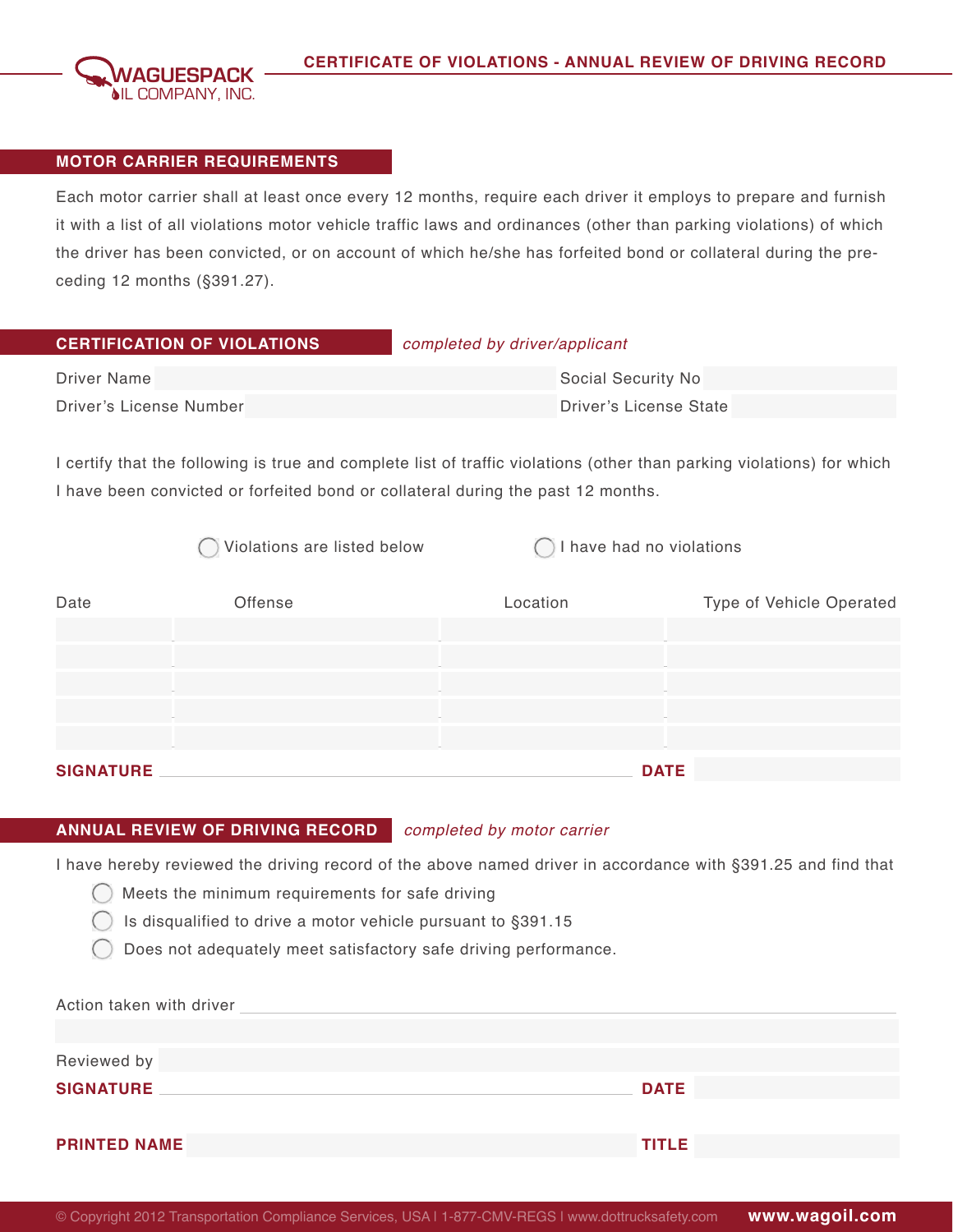WAGUESPACK OIL COMPANY, INC.

# CERTIFICATE OF VIOLATIONS - ANNUAL REVIEW OF DRIVING RECORD

## MOTOR CARRIER REQUIREMENTS

Each motor carrier shall at least once every 12 months, require each driver it employs to prepare and furnish it with a list of all violations motor vehicle traffic laws and ordinances (other than parking violations) of which the driver has been convicted, or on account of which he/she has forfeited bond or collateral during the preceding 12 months (§391.27).

## CERTIFICATION OF VIOLATIONS *completed by driver/applicant*

Driver Name ______________________ Social Security No ______________________

Driver's License Number ______________________ Driver's License State ______________________

I certify that the following is true and complete list of traffic violations (other than parking violations) for which I have been convicted or forfeited bond or collateral during the past 12 months.

○ Violations are listed below ○ I have had no violations

| Date | Offense | Location | Type of Vehicle Operated |
|---|---|---|---|
| | | | |
| | | | |
| | | | |
| | | | |
| | | | |

**SIGNATURE** ______________________ **DATE** ______________________

## ANNUAL REVIEW OF DRIVING RECORD *completed by motor carrier*

I have hereby reviewed the driving record of the above named driver in accordance with §391.25 and find that

- ○ Meets the minimum requirements for safe driving
- ○ Is disqualified to drive a motor vehicle pursuant to §391.15
- ○ Does not adequately meet satisfactory safe driving performance.

Action taken with driver ______________________

Reviewed by ______________________

**SIGNATURE** ______________________ **DATE** ______________________

**PRINTED NAME** ______________________ **TITLE** ______________________

© Copyright 2012 Transportation Compliance Services, USA | 1-877-CMV-REGS | www.dottrucksafety.com **www.wagoil.com**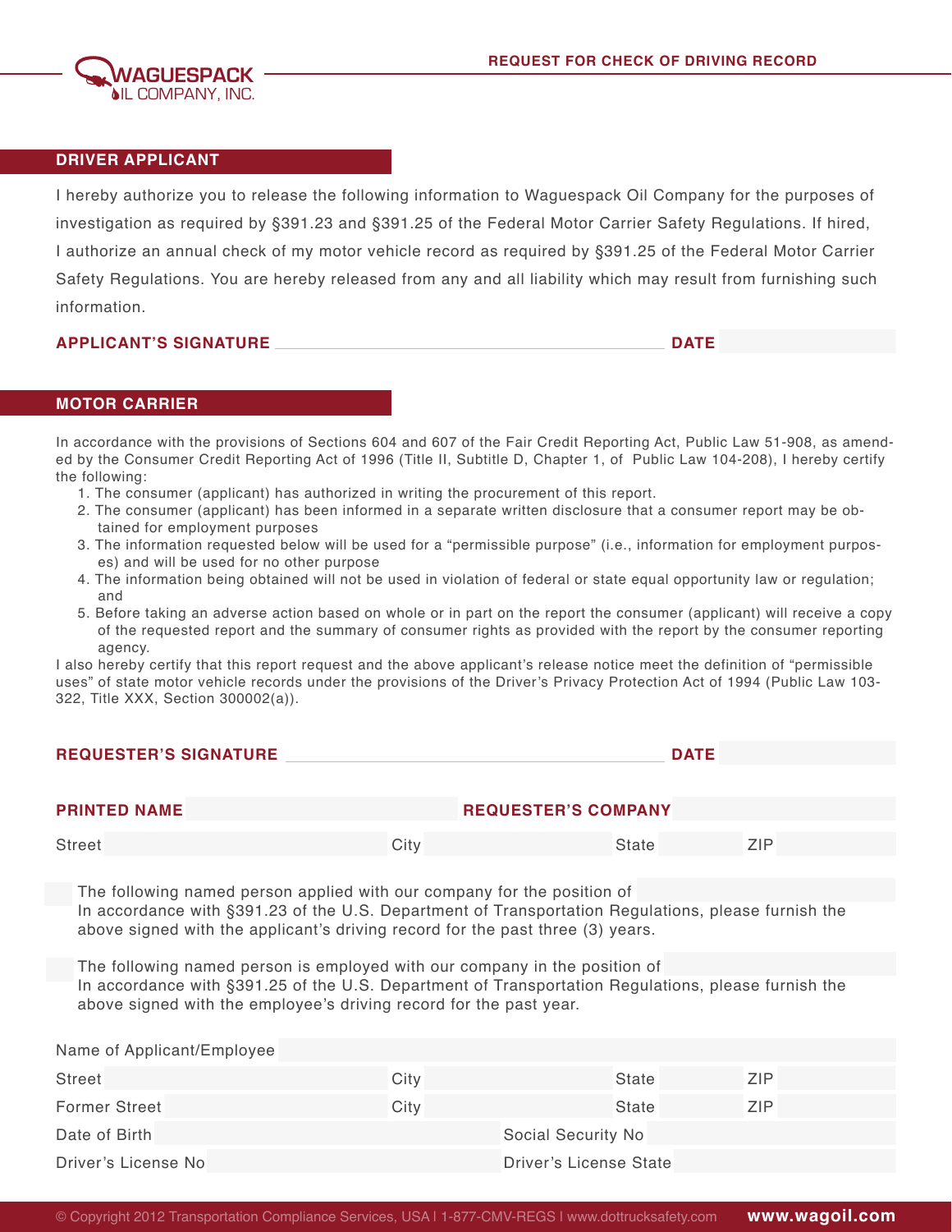WAGUESPACK OIL COMPANY, INC.

# REQUEST FOR CHECK OF DRIVING RECORD

## DRIVER APPLICANT

I hereby authorize you to release the following information to Waguespack Oil Company for the purposes of investigation as required by §391.23 and §391.25 of the Federal Motor Carrier Safety Regulations. If hired, I authorize an annual check of my motor vehicle record as required by §391.25 of the Federal Motor Carrier Safety Regulations. You are hereby released from any and all liability which may result from furnishing such information.

**APPLICANT'S SIGNATURE** ______________________________ **DATE** __________

## MOTOR CARRIER

In accordance with the provisions of Sections 604 and 607 of the Fair Credit Reporting Act, Public Law 51-908, as amended by the Consumer Credit Reporting Act of 1996 (Title II, Subtitle D, Chapter 1, of Public Law 104-208), I hereby certify the following:

1. The consumer (applicant) has authorized in writing the procurement of this report.
2. The consumer (applicant) has been informed in a separate written disclosure that a consumer report may be obtained for employment purposes
3. The information requested below will be used for a "permissible purpose" (i.e., information for employment purposes) and will be used for no other purpose
4. The information being obtained will not be used in violation of federal or state equal opportunity law or regulation; and
5. Before taking an adverse action based on whole or in part on the report the consumer (applicant) will receive a copy of the requested report and the summary of consumer rights as provided with the report by the consumer reporting agency.

I also hereby certify that this report request and the above applicant's release notice meet the definition of "permissible uses" of state motor vehicle records under the provisions of the Driver's Privacy Protection Act of 1994 (Public Law 103-322, Title XXX, Section 300002(a)).

**REQUESTER'S SIGNATURE** ______________________________ **DATE** __________

**PRINTED NAME** __________ **REQUESTER'S COMPANY** __________

Street __________ City __________ State __________ ZIP __________

☐ The following named person applied with our company for the position of __________
In accordance with §391.23 of the U.S. Department of Transportation Regulations, please furnish the above signed with the applicant's driving record for the past three (3) years.

☐ The following named person is employed with our company in the position of __________
In accordance with §391.25 of the U.S. Department of Transportation Regulations, please furnish the above signed with the employee's driving record for the past year.

Name of Applicant/Employee __________

Street __________ City __________ State __________ ZIP __________

Former Street __________ City __________ State __________ ZIP __________

Date of Birth __________ Social Security No __________

Driver's License No __________ Driver's License State __________

© Copyright 2012 Transportation Compliance Services, USA | 1-877-CMV-REGS | www.dottrucksafety.com **www.wagoil.com**